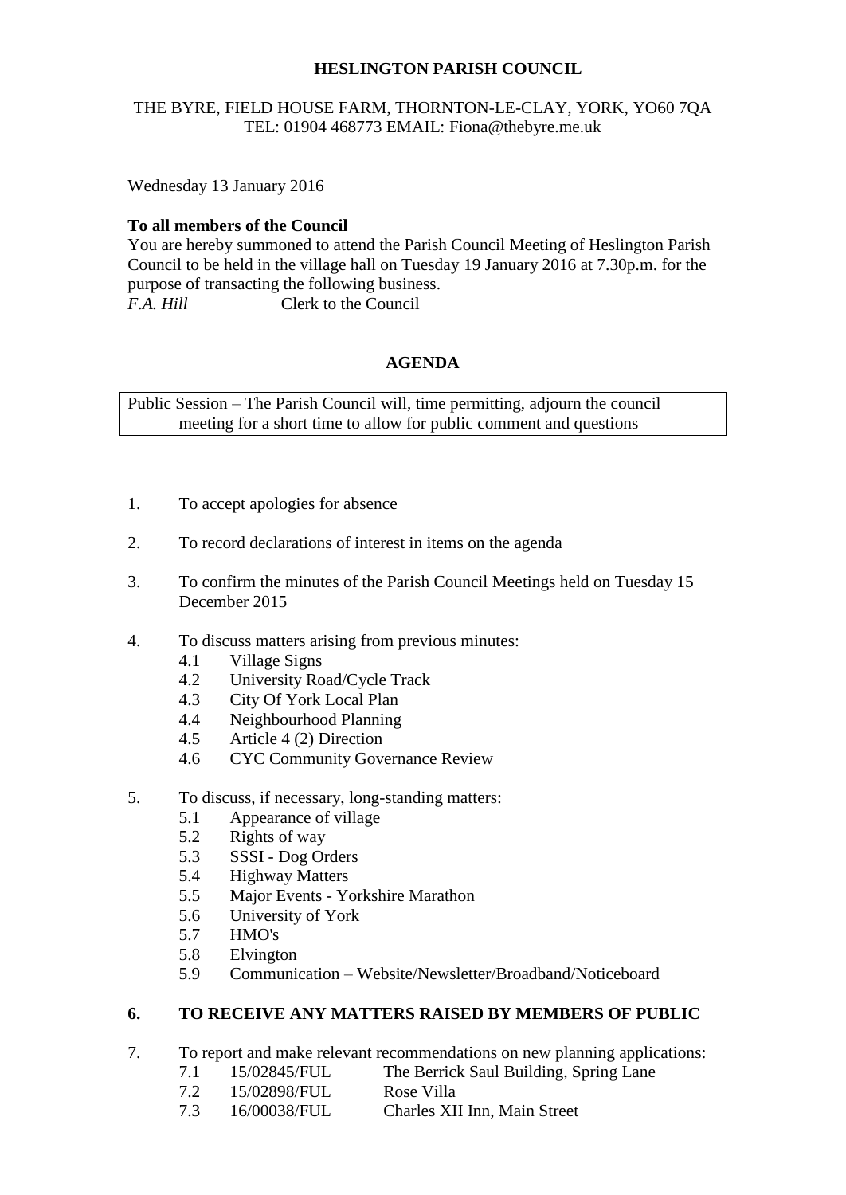**HESLINGTON PARISH COUNCIL**

THE BYRE, FIELD HOUSE FARM, THORNTON-LE-CLAY, YORK, YO60 7QA
TEL: 01904 468773 EMAIL: Fiona@thebyre.me.uk

Wednesday 13 January 2016

**To all members of the Council**

You are hereby summoned to attend the Parish Council Meeting of Heslington Parish Council to be held in the village hall on Tuesday 19 January 2016 at 7.30p.m. for the purpose of transacting the following business.

*F.A. Hill* Clerk to the Council

## AGENDA

Public Session – The Parish Council will, time permitting, adjourn the council meeting for a short time to allow for public comment and questions

1. To accept apologies for absence

2. To record declarations of interest in items on the agenda

3. To confirm the minutes of the Parish Council Meetings held on Tuesday 15 December 2015

4. To discuss matters arising from previous minutes:
   - 4.1 Village Signs
   - 4.2 University Road/Cycle Track
   - 4.3 City Of York Local Plan
   - 4.4 Neighbourhood Planning
   - 4.5 Article 4 (2) Direction
   - 4.6 CYC Community Governance Review

5. To discuss, if necessary, long-standing matters:
   - 5.1 Appearance of village
   - 5.2 Rights of way
   - 5.3 SSSI - Dog Orders
   - 5.4 Highway Matters
   - 5.5 Major Events - Yorkshire Marathon
   - 5.6 University of York
   - 5.7 HMO's
   - 5.8 Elvington
   - 5.9 Communication – Website/Newsletter/Broadband/Noticeboard

**6. TO RECEIVE ANY MATTERS RAISED BY MEMBERS OF PUBLIC**

7. To report and make relevant recommendations on new planning applications:
   - 7.1 15/02845/FUL The Berrick Saul Building, Spring Lane
   - 7.2 15/02898/FUL Rose Villa
   - 7.3 16/00038/FUL Charles XII Inn, Main Street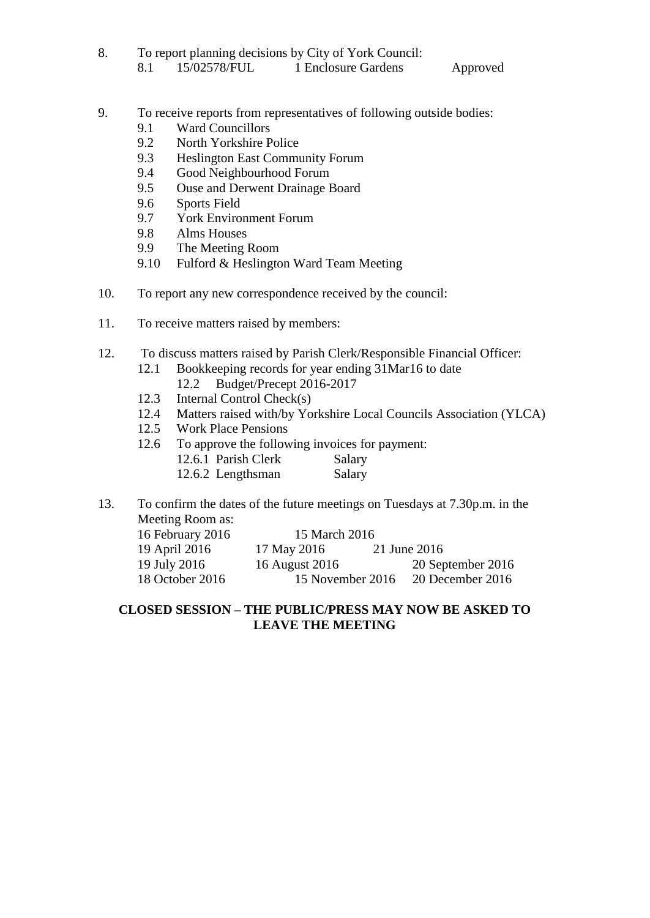8. To report planning decisions by City of York Council:
   - 8.1 15/02578/FUL 1 Enclosure Gardens Approved

9. To receive reports from representatives of following outside bodies:
   - 9.1 Ward Councillors
   - 9.2 North Yorkshire Police
   - 9.3 Heslington East Community Forum
   - 9.4 Good Neighbourhood Forum
   - 9.5 Ouse and Derwent Drainage Board
   - 9.6 Sports Field
   - 9.7 York Environment Forum
   - 9.8 Alms Houses
   - 9.9 The Meeting Room
   - 9.10 Fulford & Heslington Ward Team Meeting

10. To report any new correspondence received by the council:

11. To receive matters raised by members:

12. To discuss matters raised by Parish Clerk/Responsible Financial Officer:
    - 12.1 Bookkeeping records for year ending 31Mar16 to date
    - 12.2 Budget/Precept 2016-2017
    - 12.3 Internal Control Check(s)
    - 12.4 Matters raised with/by Yorkshire Local Councils Association (YLCA)
    - 12.5 Work Place Pensions
    - 12.6 To approve the following invoices for payment:
      - 12.6.1 Parish Clerk Salary
      - 12.6.2 Lengthsman Salary

13. To confirm the dates of the future meetings on Tuesdays at 7.30p.m. in the Meeting Room as:

    16 February 2016 15 March 2016
    19 April 2016 17 May 2016 21 June 2016
    19 July 2016 16 August 2016 20 September 2016
    18 October 2016 15 November 2016 20 December 2016

**CLOSED SESSION – THE PUBLIC/PRESS MAY NOW BE ASKED TO LEAVE THE MEETING**